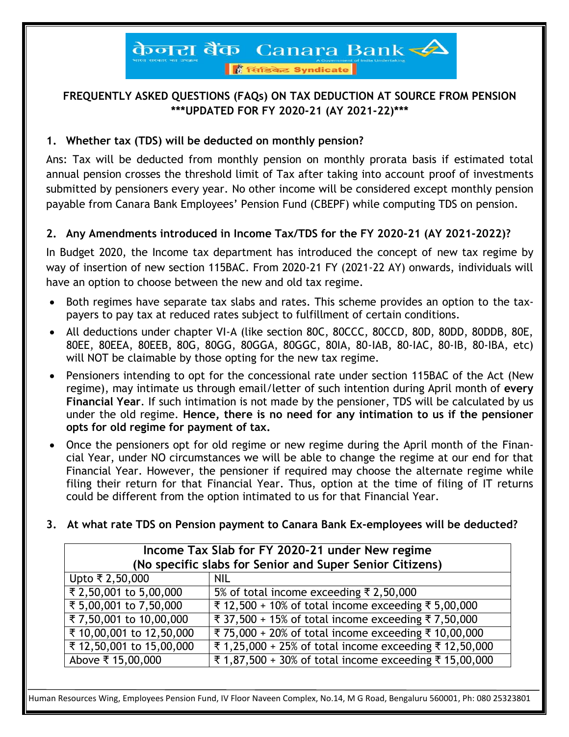केनरा बैंक Canara Bank

सिंडिकेट Syndicate

## FREQUENTLY ASKED QUESTIONS (FAQs) ON TAX DEDUCTION AT SOURCE FROM PENSION

### \*\*\*UPDATED FOR FY 2020-21 (AY 2021-22)\*\*\*

### 1. Whether tax (TDS) will be deducted on monthly pension?

Ans: Tax will be deducted from monthly pension on monthly prorata basis if estimated total annual pension crosses the threshold limit of Tax after taking into account proof of investments submitted by pensioners every year. No other income will be considered except monthly pension payable from Canara Bank Employees' Pension Fund (CBEPF) while computing TDS on pension.

### 2. Any Amendments introduced in Income Tax/TDS for the FY 2020-21 (AY 2021-2022)?

In Budget 2020, the Income tax department has introduced the concept of new tax regime by way of insertion of new section 115BAC. From 2020-21 FY (2021-22 AY) onwards, individuals will have an option to choose between the new and old tax regime.

- Both regimes have separate tax slabs and rates. This scheme provides an option to the tax-payers to pay tax at reduced rates subject to fulfillment of certain conditions.
- All deductions under chapter VI-A (like section 80C, 80CCC, 80CCD, 80D, 80DD, 80DDB, 80E, 80EE, 80EEA, 80EEB, 80G, 80GG, 80GGA, 80GGC, 80IA, 80-IAB, 80-IAC, 80-IB, 80-IBA, etc) will NOT be claimable by those opting for the new tax regime.
- Pensioners intending to opt for the concessional rate under section 115BAC of the Act (New regime), may intimate us through email/letter of such intention during April month of **every Financial Year**. If such intimation is not made by the pensioner, TDS will be calculated by us under the old regime. **Hence, there is no need for any intimation to us if the pensioner opts for old regime for payment of tax.**
- Once the pensioners opt for old regime or new regime during the April month of the Financial Year, under NO circumstances we will be able to change the regime at our end for that Financial Year. However, the pensioner if required may choose the alternate regime while filing their return for that Financial Year. Thus, option at the time of filing of IT returns could be different from the option intimated to us for that Financial Year.

### 3. At what rate TDS on Pension payment to Canara Bank Ex-employees will be deducted?

| Income Tax Slab for FY 2020-21 under New regime (No specific slabs for Senior and Super Senior Citizens) | |
|---|---|
| Upto ₹ 2,50,000 | NIL |
| ₹ 2,50,001 to 5,00,000 | 5% of total income exceeding ₹ 2,50,000 |
| ₹ 5,00,001 to 7,50,000 | ₹ 12,500 + 10% of total income exceeding ₹ 5,00,000 |
| ₹ 7,50,001 to 10,00,000 | ₹ 37,500 + 15% of total income exceeding ₹ 7,50,000 |
| ₹ 10,00,001 to 12,50,000 | ₹ 75,000 + 20% of total income exceeding ₹ 10,00,000 |
| ₹ 12,50,001 to 15,00,000 | ₹ 1,25,000 + 25% of total income exceeding ₹ 12,50,000 |
| Above ₹ 15,00,000 | ₹ 1,87,500 + 30% of total income exceeding ₹ 15,00,000 |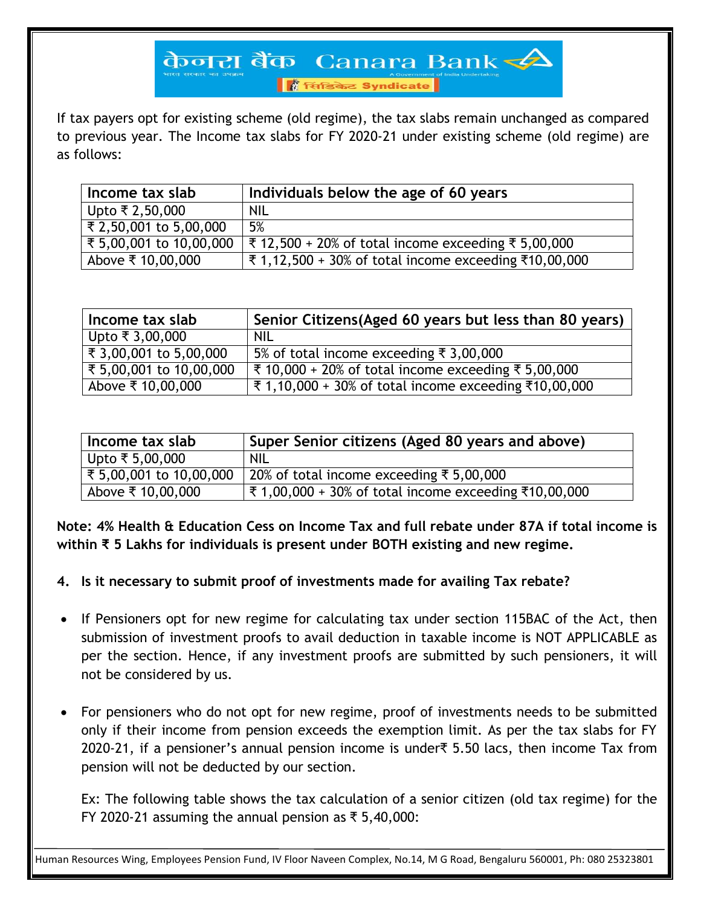If tax payers opt for existing scheme (old regime), the tax slabs remain unchanged as compared to previous year. The Income tax slabs for FY 2020-21 under existing scheme (old regime) are as follows:

| Income tax slab | Individuals below the age of 60 years |
|---|---|
| Upto ₹ 2,50,000 | NIL |
| ₹ 2,50,001 to 5,00,000 | 5% |
| ₹ 5,00,001 to 10,00,000 | ₹ 12,500 + 20% of total income exceeding ₹ 5,00,000 |
| Above ₹ 10,00,000 | ₹ 1,12,500 + 30% of total income exceeding ₹10,00,000 |

| Income tax slab | Senior Citizens(Aged 60 years but less than 80 years) |
|---|---|
| Upto ₹ 3,00,000 | NIL |
| ₹ 3,00,001 to 5,00,000 | 5% of total income exceeding ₹ 3,00,000 |
| ₹ 5,00,001 to 10,00,000 | ₹ 10,000 + 20% of total income exceeding ₹ 5,00,000 |
| Above ₹ 10,00,000 | ₹ 1,10,000 + 30% of total income exceeding ₹10,00,000 |

| Income tax slab | Super Senior citizens (Aged 80 years and above) |
|---|---|
| Upto ₹ 5,00,000 | NIL |
| ₹ 5,00,001 to 10,00,000 | 20% of total income exceeding ₹ 5,00,000 |
| Above ₹ 10,00,000 | ₹ 1,00,000 + 30% of total income exceeding ₹10,00,000 |

**Note: 4% Health & Education Cess on Income Tax and full rebate under 87A if total income is within ₹ 5 Lakhs for individuals is present under BOTH existing and new regime.**

4. **Is it necessary to submit proof of investments made for availing Tax rebate?**

- If Pensioners opt for new regime for calculating tax under section 115BAC of the Act, then submission of investment proofs to avail deduction in taxable income is NOT APPLICABLE as per the section. Hence, if any investment proofs are submitted by such pensioners, it will not be considered by us.

- For pensioners who do not opt for new regime, proof of investments needs to be submitted only if their income from pension exceeds the exemption limit. As per the tax slabs for FY 2020-21, if a pensioner's annual pension income is under₹ 5.50 lacs, then income Tax from pension will not be deducted by our section.

  Ex: The following table shows the tax calculation of a senior citizen (old tax regime) for the FY 2020-21 assuming the annual pension as ₹ 5,40,000: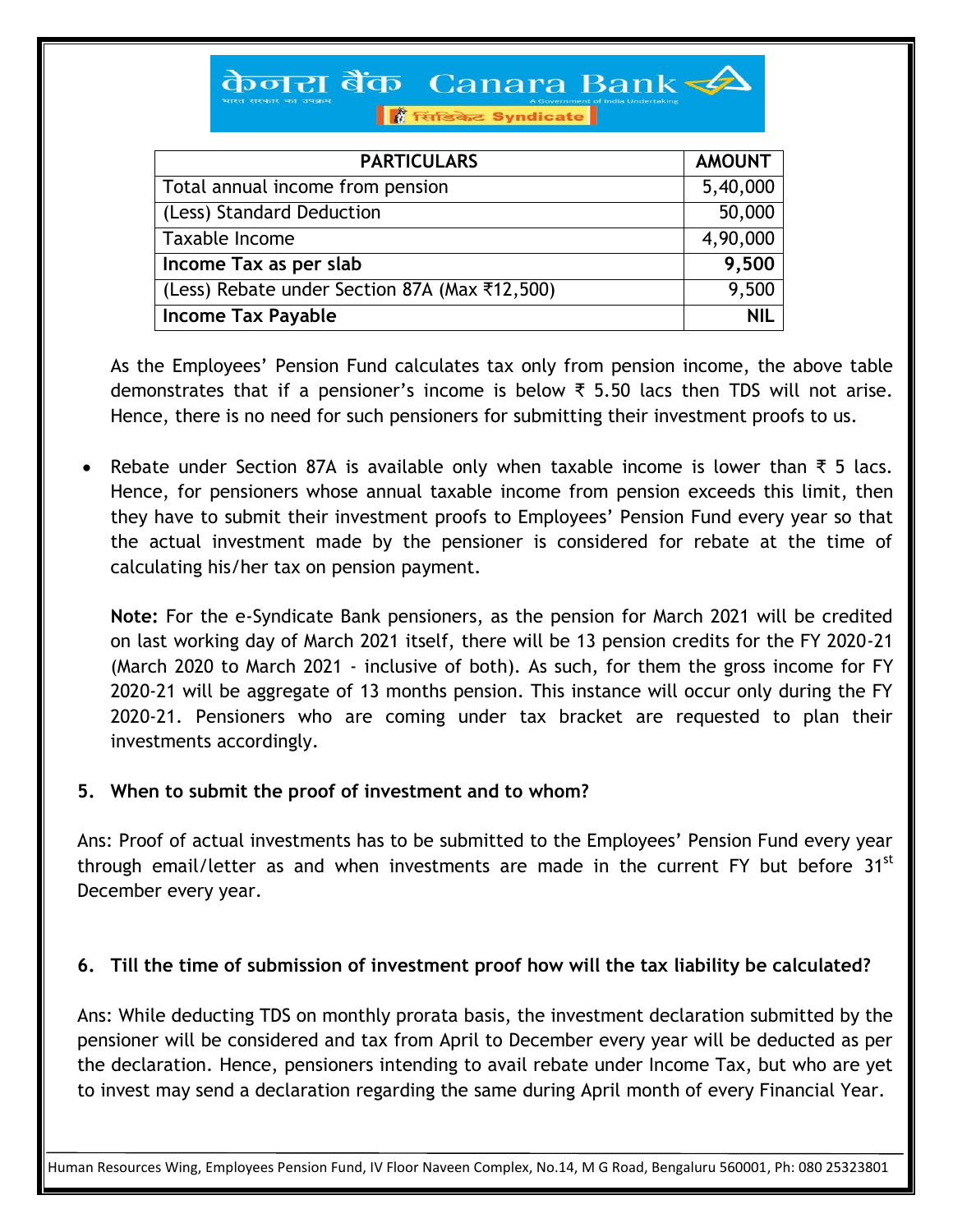| PARTICULARS | AMOUNT |
|---|---|
| Total annual income from pension | 5,40,000 |
| (Less) Standard Deduction | 50,000 |
| Taxable Income | 4,90,000 |
| **Income Tax as per slab** | **9,500** |
| (Less) Rebate under Section 87A (Max ₹12,500) | 9,500 |
| **Income Tax Payable** | **NIL** |

As the Employees' Pension Fund calculates tax only from pension income, the above table demonstrates that if a pensioner's income is below ₹ 5.50 lacs then TDS will not arise. Hence, there is no need for such pensioners for submitting their investment proofs to us.

- Rebate under Section 87A is available only when taxable income is lower than ₹ 5 lacs. Hence, for pensioners whose annual taxable income from pension exceeds this limit, then they have to submit their investment proofs to Employees' Pension Fund every year so that the actual investment made by the pensioner is considered for rebate at the time of calculating his/her tax on pension payment.

  **Note:** For the e-Syndicate Bank pensioners, as the pension for March 2021 will be credited on last working day of March 2021 itself, there will be 13 pension credits for the FY 2020-21 (March 2020 to March 2021 - inclusive of both). As such, for them the gross income for FY 2020-21 will be aggregate of 13 months pension. This instance will occur only during the FY 2020-21. Pensioners who are coming under tax bracket are requested to plan their investments accordingly.

**5. When to submit the proof of investment and to whom?**

Ans: Proof of actual investments has to be submitted to the Employees' Pension Fund every year through email/letter as and when investments are made in the current FY but before 31st December every year.

**6. Till the time of submission of investment proof how will the tax liability be calculated?**

Ans: While deducting TDS on monthly prorata basis, the investment declaration submitted by the pensioner will be considered and tax from April to December every year will be deducted as per the declaration. Hence, pensioners intending to avail rebate under Income Tax, but who are yet to invest may send a declaration regarding the same during April month of every Financial Year.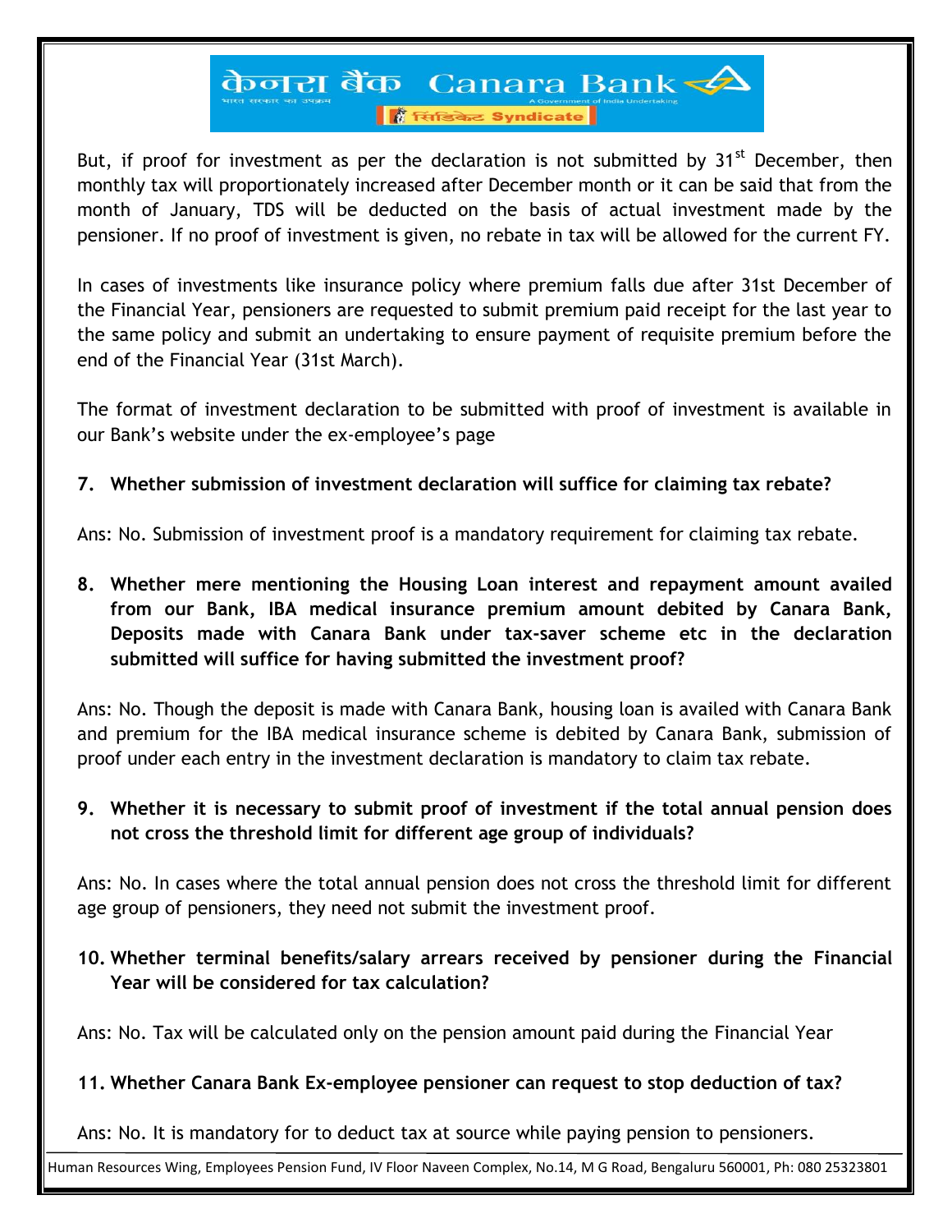But, if proof for investment as per the declaration is not submitted by 31st December, then monthly tax will proportionately increased after December month or it can be said that from the month of January, TDS will be deducted on the basis of actual investment made by the pensioner. If no proof of investment is given, no rebate in tax will be allowed for the current FY.

In cases of investments like insurance policy where premium falls due after 31st December of the Financial Year, pensioners are requested to submit premium paid receipt for the last year to the same policy and submit an undertaking to ensure payment of requisite premium before the end of the Financial Year (31st March).

The format of investment declaration to be submitted with proof of investment is available in our Bank's website under the ex-employee's page

**7. Whether submission of investment declaration will suffice for claiming tax rebate?**

Ans: No. Submission of investment proof is a mandatory requirement for claiming tax rebate.

**8. Whether mere mentioning the Housing Loan interest and repayment amount availed from our Bank, IBA medical insurance premium amount debited by Canara Bank, Deposits made with Canara Bank under tax-saver scheme etc in the declaration submitted will suffice for having submitted the investment proof?**

Ans: No. Though the deposit is made with Canara Bank, housing loan is availed with Canara Bank and premium for the IBA medical insurance scheme is debited by Canara Bank, submission of proof under each entry in the investment declaration is mandatory to claim tax rebate.

**9. Whether it is necessary to submit proof of investment if the total annual pension does not cross the threshold limit for different age group of individuals?**

Ans: No. In cases where the total annual pension does not cross the threshold limit for different age group of pensioners, they need not submit the investment proof.

**10. Whether terminal benefits/salary arrears received by pensioner during the Financial Year will be considered for tax calculation?**

Ans: No. Tax will be calculated only on the pension amount paid during the Financial Year

**11. Whether Canara Bank Ex-employee pensioner can request to stop deduction of tax?**

Ans: No. It is mandatory for to deduct tax at source while paying pension to pensioners.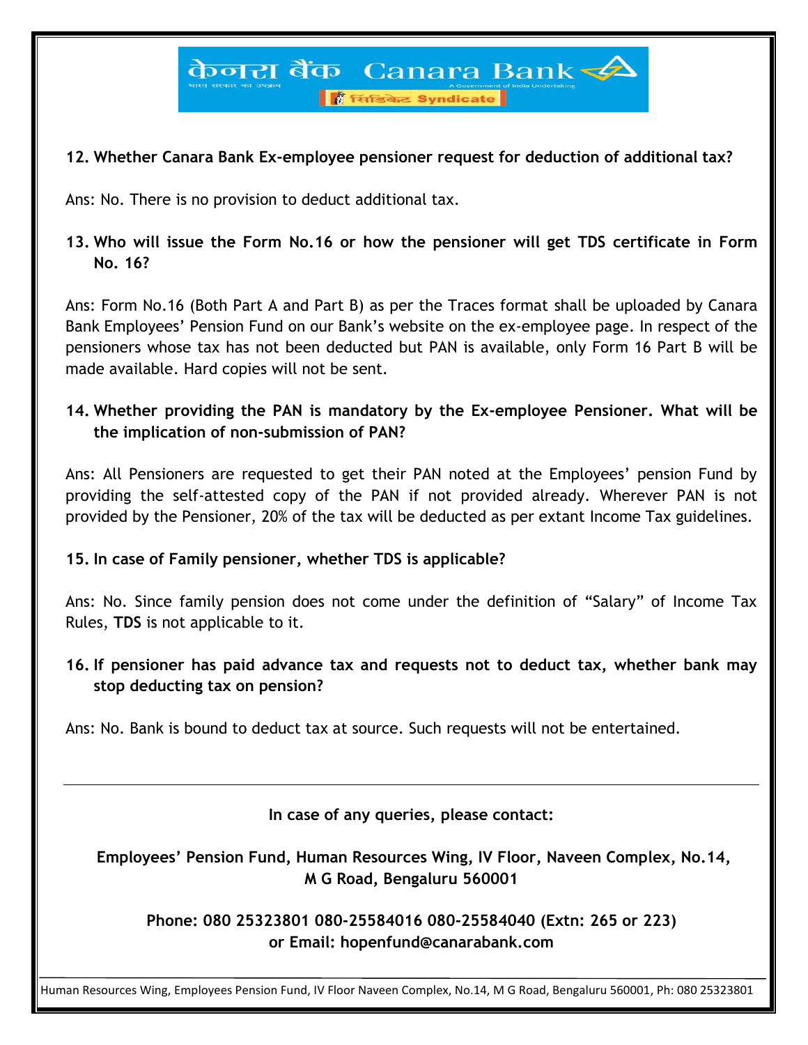**12. Whether Canara Bank Ex-employee pensioner request for deduction of additional tax?**

Ans: No. There is no provision to deduct additional tax.

**13. Who will issue the Form No.16 or how the pensioner will get TDS certificate in Form No. 16?**

Ans: Form No.16 (Both Part A and Part B) as per the Traces format shall be uploaded by Canara Bank Employees' Pension Fund on our Bank's website on the ex-employee page. In respect of the pensioners whose tax has not been deducted but PAN is available, only Form 16 Part B will be made available. Hard copies will not be sent.

**14. Whether providing the PAN is mandatory by the Ex-employee Pensioner. What will be the implication of non-submission of PAN?**

Ans: All Pensioners are requested to get their PAN noted at the Employees' pension Fund by providing the self-attested copy of the PAN if not provided already. Wherever PAN is not provided by the Pensioner, 20% of the tax will be deducted as per extant Income Tax guidelines.

**15. In case of Family pensioner, whether TDS is applicable?**

Ans: No. Since family pension does not come under the definition of "Salary" of Income Tax Rules, **TDS** is not applicable to it.

**16. If pensioner has paid advance tax and requests not to deduct tax, whether bank may stop deducting tax on pension?**

Ans: No. Bank is bound to deduct tax at source. Such requests will not be entertained.

---

**In case of any queries, please contact:**

**Employees' Pension Fund, Human Resources Wing, IV Floor, Naveen Complex, No.14, M G Road, Bengaluru 560001**

**Phone: 080 25323801 080-25584016 080-25584040 (Extn: 265 or 223) or Email: hopenfund@canarabank.com**